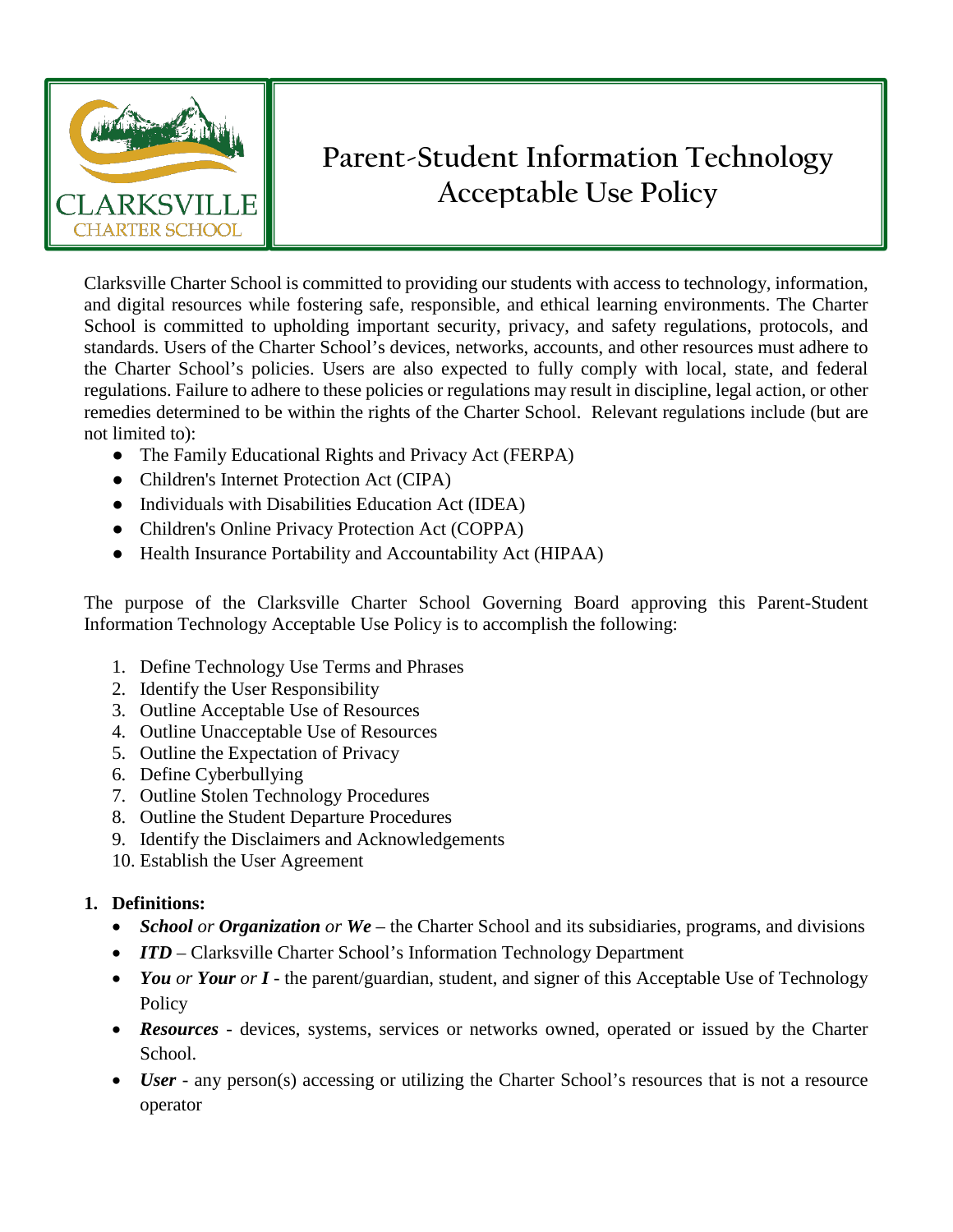CLARKSVILLE
CHARTER SCHOOL

# Parent-Student Information Technology Acceptable Use Policy

Clarksville Charter School is committed to providing our students with access to technology, information, and digital resources while fostering safe, responsible, and ethical learning environments. The Charter School is committed to upholding important security, privacy, and safety regulations, protocols, and standards. Users of the Charter School's devices, networks, accounts, and other resources must adhere to the Charter School's policies. Users are also expected to fully comply with local, state, and federal regulations. Failure to adhere to these policies or regulations may result in discipline, legal action, or other remedies determined to be within the rights of the Charter School. Relevant regulations include (but are not limited to):

- The Family Educational Rights and Privacy Act (FERPA)
- Children's Internet Protection Act (CIPA)
- Individuals with Disabilities Education Act (IDEA)
- Children's Online Privacy Protection Act (COPPA)
- Health Insurance Portability and Accountability Act (HIPAA)

The purpose of the Clarksville Charter School Governing Board approving this Parent-Student Information Technology Acceptable Use Policy is to accomplish the following:

1. Define Technology Use Terms and Phrases
2. Identify the User Responsibility
3. Outline Acceptable Use of Resources
4. Outline Unacceptable Use of Resources
5. Outline the Expectation of Privacy
6. Define Cyberbullying
7. Outline Stolen Technology Procedures
8. Outline the Student Departure Procedures
9. Identify the Disclaimers and Acknowledgements
10. Establish the User Agreement

## 1. Definitions:

- ***School*** *or* ***Organization*** *or* ***We*** – the Charter School and its subsidiaries, programs, and divisions
- ***ITD*** – Clarksville Charter School's Information Technology Department
- ***You*** *or* ***Your*** *or* ***I*** - the parent/guardian, student, and signer of this Acceptable Use of Technology Policy
- ***Resources*** - devices, systems, services or networks owned, operated or issued by the Charter School.
- ***User*** - any person(s) accessing or utilizing the Charter School's resources that is not a resource operator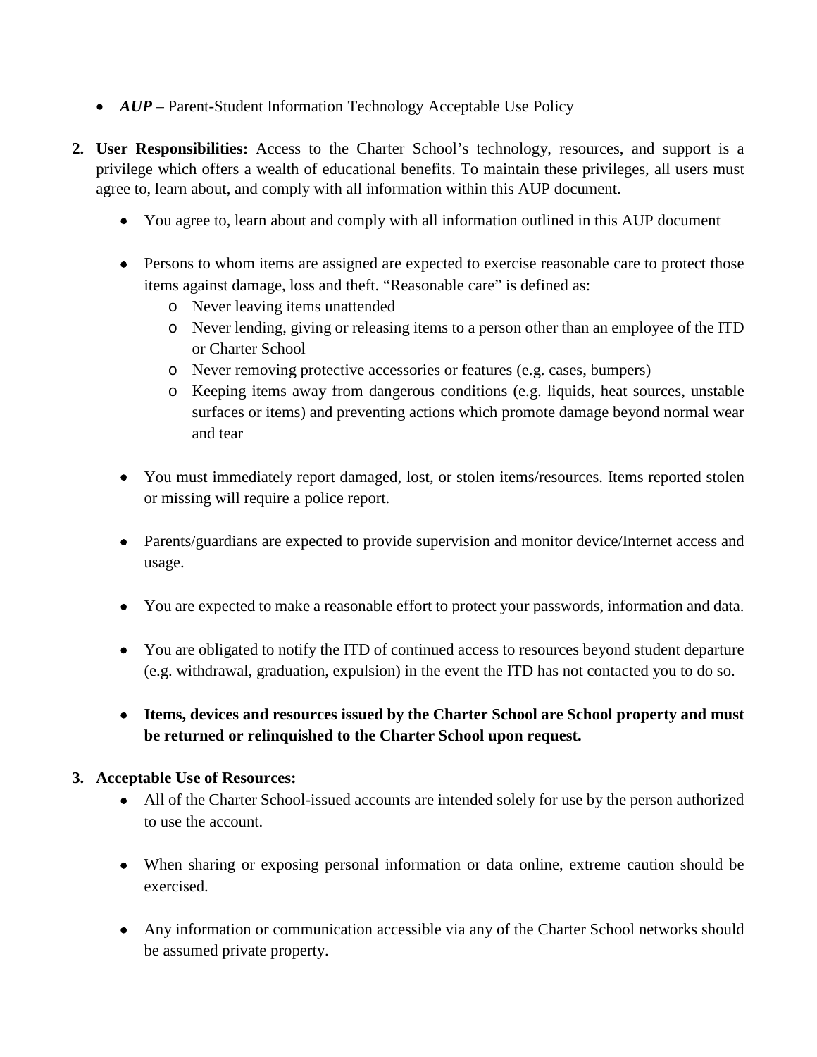- ***AUP*** – Parent-Student Information Technology Acceptable Use Policy

2. **User Responsibilities:** Access to the Charter School's technology, resources, and support is a privilege which offers a wealth of educational benefits. To maintain these privileges, all users must agree to, learn about, and comply with all information within this AUP document.

   - You agree to, learn about and comply with all information outlined in this AUP document

   - Persons to whom items are assigned are expected to exercise reasonable care to protect those items against damage, loss and theft. "Reasonable care" is defined as:
     - Never leaving items unattended
     - Never lending, giving or releasing items to a person other than an employee of the ITD or Charter School
     - Never removing protective accessories or features (e.g. cases, bumpers)
     - Keeping items away from dangerous conditions (e.g. liquids, heat sources, unstable surfaces or items) and preventing actions which promote damage beyond normal wear and tear

   - You must immediately report damaged, lost, or stolen items/resources. Items reported stolen or missing will require a police report.

   - Parents/guardians are expected to provide supervision and monitor device/Internet access and usage.

   - You are expected to make a reasonable effort to protect your passwords, information and data.

   - You are obligated to notify the ITD of continued access to resources beyond student departure (e.g. withdrawal, graduation, expulsion) in the event the ITD has not contacted you to do so.

   - **Items, devices and resources issued by the Charter School are School property and must be returned or relinquished to the Charter School upon request.**

3. **Acceptable Use of Resources:**
   - All of the Charter School-issued accounts are intended solely for use by the person authorized to use the account.

   - When sharing or exposing personal information or data online, extreme caution should be exercised.

   - Any information or communication accessible via any of the Charter School networks should be assumed private property.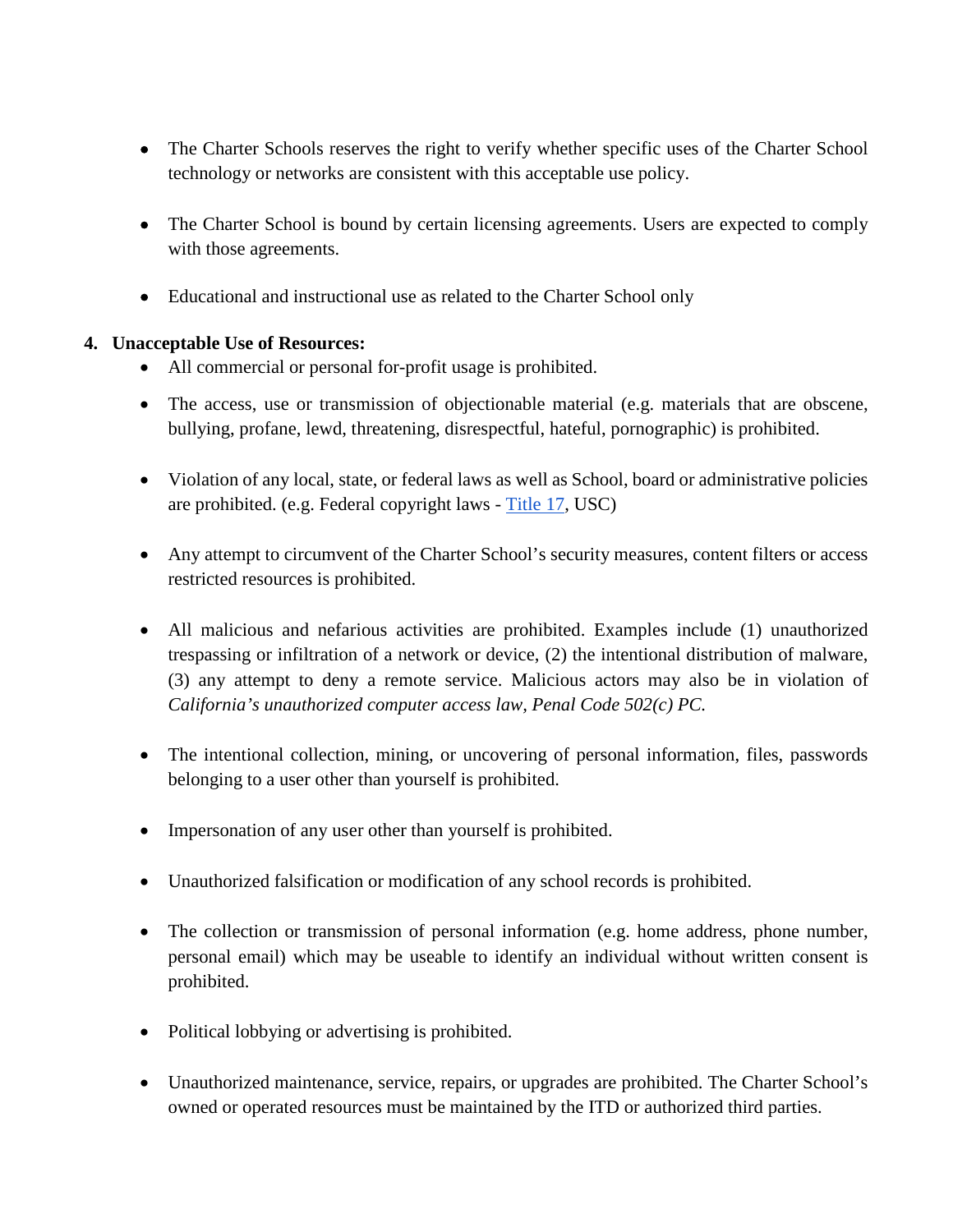- The Charter Schools reserves the right to verify whether specific uses of the Charter School technology or networks are consistent with this acceptable use policy.

- The Charter School is bound by certain licensing agreements. Users are expected to comply with those agreements.

- Educational and instructional use as related to the Charter School only

4. **Unacceptable Use of Resources:**
    - All commercial or personal for-profit usage is prohibited.

    - The access, use or transmission of objectionable material (e.g. materials that are obscene, bullying, profane, lewd, threatening, disrespectful, hateful, pornographic) is prohibited.

    - Violation of any local, state, or federal laws as well as School, board or administrative policies are prohibited. (e.g. Federal copyright laws - Title 17, USC)

    - Any attempt to circumvent of the Charter School's security measures, content filters or access restricted resources is prohibited.

    - All malicious and nefarious activities are prohibited. Examples include (1) unauthorized trespassing or infiltration of a network or device, (2) the intentional distribution of malware, (3) any attempt to deny a remote service. Malicious actors may also be in violation of *California's unauthorized computer access law, Penal Code 502(c) PC.*

    - The intentional collection, mining, or uncovering of personal information, files, passwords belonging to a user other than yourself is prohibited.

    - Impersonation of any user other than yourself is prohibited.

    - Unauthorized falsification or modification of any school records is prohibited.

    - The collection or transmission of personal information (e.g. home address, phone number, personal email) which may be useable to identify an individual without written consent is prohibited.

    - Political lobbying or advertising is prohibited.

    - Unauthorized maintenance, service, repairs, or upgrades are prohibited. The Charter School's owned or operated resources must be maintained by the ITD or authorized third parties.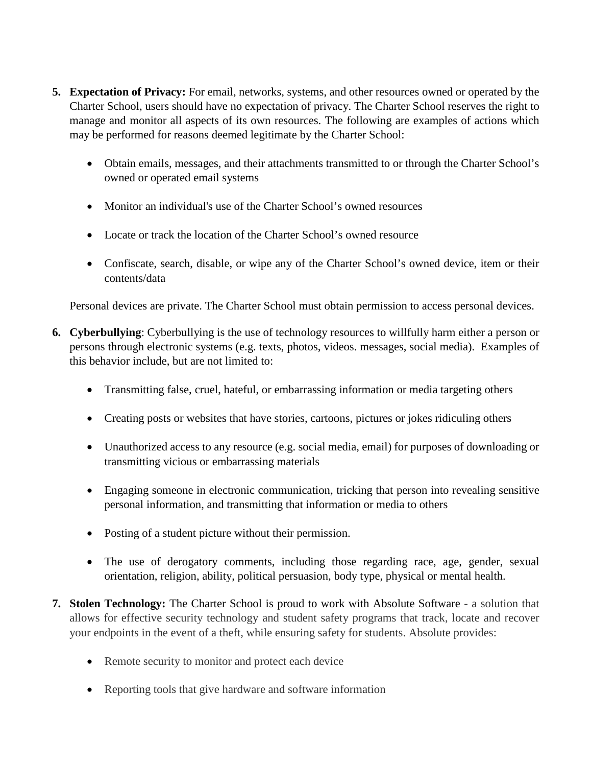5. **Expectation of Privacy:** For email, networks, systems, and other resources owned or operated by the Charter School, users should have no expectation of privacy. The Charter School reserves the right to manage and monitor all aspects of its own resources. The following are examples of actions which may be performed for reasons deemed legitimate by the Charter School:

    - Obtain emails, messages, and their attachments transmitted to or through the Charter School's owned or operated email systems
    - Monitor an individual's use of the Charter School's owned resources
    - Locate or track the location of the Charter School's owned resource
    - Confiscate, search, disable, or wipe any of the Charter School's owned device, item or their contents/data

    Personal devices are private. The Charter School must obtain permission to access personal devices.

6. **Cyberbullying**: Cyberbullying is the use of technology resources to willfully harm either a person or persons through electronic systems (e.g. texts, photos, videos. messages, social media). Examples of this behavior include, but are not limited to:

    - Transmitting false, cruel, hateful, or embarrassing information or media targeting others
    - Creating posts or websites that have stories, cartoons, pictures or jokes ridiculing others
    - Unauthorized access to any resource (e.g. social media, email) for purposes of downloading or transmitting vicious or embarrassing materials
    - Engaging someone in electronic communication, tricking that person into revealing sensitive personal information, and transmitting that information or media to others
    - Posting of a student picture without their permission.
    - The use of derogatory comments, including those regarding race, age, gender, sexual orientation, religion, ability, political persuasion, body type, physical or mental health.

7. **Stolen Technology:** The Charter School is proud to work with Absolute Software - a solution that allows for effective security technology and student safety programs that track, locate and recover your endpoints in the event of a theft, while ensuring safety for students. Absolute provides:

    - Remote security to monitor and protect each device
    - Reporting tools that give hardware and software information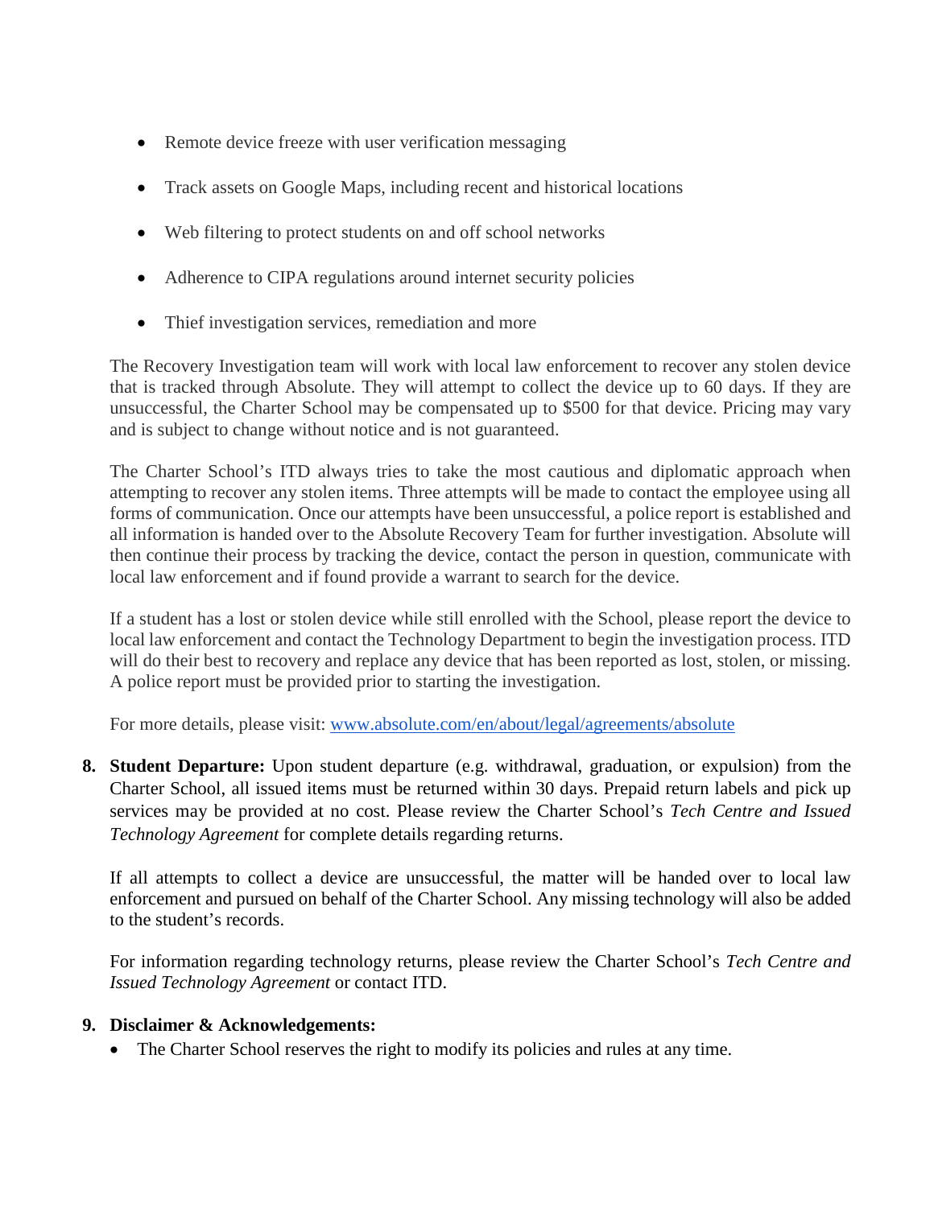- Remote device freeze with user verification messaging
- Track assets on Google Maps, including recent and historical locations
- Web filtering to protect students on and off school networks
- Adherence to CIPA regulations around internet security policies
- Thief investigation services, remediation and more

The Recovery Investigation team will work with local law enforcement to recover any stolen device that is tracked through Absolute. They will attempt to collect the device up to 60 days. If they are unsuccessful, the Charter School may be compensated up to $500 for that device. Pricing may vary and is subject to change without notice and is not guaranteed.

The Charter School's ITD always tries to take the most cautious and diplomatic approach when attempting to recover any stolen items. Three attempts will be made to contact the employee using all forms of communication. Once our attempts have been unsuccessful, a police report is established and all information is handed over to the Absolute Recovery Team for further investigation. Absolute will then continue their process by tracking the device, contact the person in question, communicate with local law enforcement and if found provide a warrant to search for the device.

If a student has a lost or stolen device while still enrolled with the School, please report the device to local law enforcement and contact the Technology Department to begin the investigation process. ITD will do their best to recovery and replace any device that has been reported as lost, stolen, or missing. A police report must be provided prior to starting the investigation.

For more details, please visit: [www.absolute.com/en/about/legal/agreements/absolute](www.absolute.com/en/about/legal/agreements/absolute)

8. **Student Departure:** Upon student departure (e.g. withdrawal, graduation, or expulsion) from the Charter School, all issued items must be returned within 30 days. Prepaid return labels and pick up services may be provided at no cost. Please review the Charter School's *Tech Centre and Issued Technology Agreement* for complete details regarding returns.

   If all attempts to collect a device are unsuccessful, the matter will be handed over to local law enforcement and pursued on behalf of the Charter School. Any missing technology will also be added to the student's records.

   For information regarding technology returns, please review the Charter School's *Tech Centre and Issued Technology Agreement* or contact ITD.

9. **Disclaimer & Acknowledgements:**
   - The Charter School reserves the right to modify its policies and rules at any time.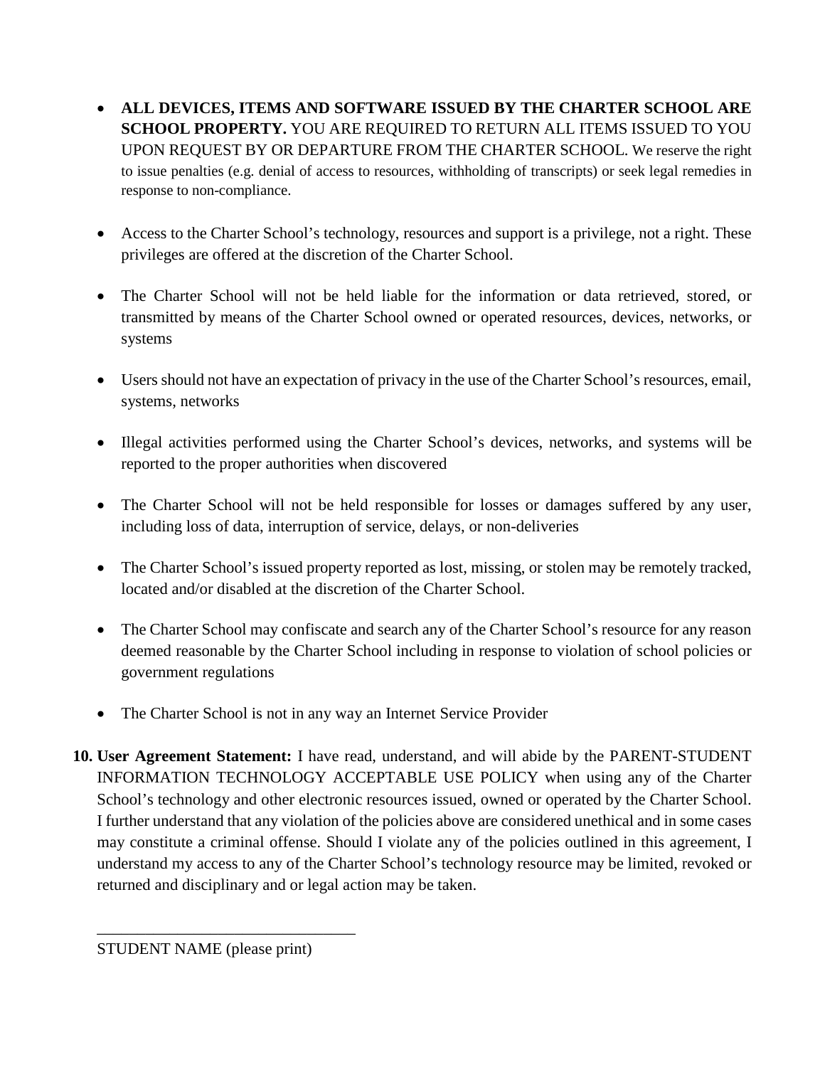- **ALL DEVICES, ITEMS AND SOFTWARE ISSUED BY THE CHARTER SCHOOL ARE SCHOOL PROPERTY.** YOU ARE REQUIRED TO RETURN ALL ITEMS ISSUED TO YOU UPON REQUEST BY OR DEPARTURE FROM THE CHARTER SCHOOL. We reserve the right to issue penalties (e.g. denial of access to resources, withholding of transcripts) or seek legal remedies in response to non-compliance.

- Access to the Charter School's technology, resources and support is a privilege, not a right. These privileges are offered at the discretion of the Charter School.

- The Charter School will not be held liable for the information or data retrieved, stored, or transmitted by means of the Charter School owned or operated resources, devices, networks, or systems

- Users should not have an expectation of privacy in the use of the Charter School's resources, email, systems, networks

- Illegal activities performed using the Charter School's devices, networks, and systems will be reported to the proper authorities when discovered

- The Charter School will not be held responsible for losses or damages suffered by any user, including loss of data, interruption of service, delays, or non-deliveries

- The Charter School's issued property reported as lost, missing, or stolen may be remotely tracked, located and/or disabled at the discretion of the Charter School.

- The Charter School may confiscate and search any of the Charter School's resource for any reason deemed reasonable by the Charter School including in response to violation of school policies or government regulations

- The Charter School is not in any way an Internet Service Provider

10. **User Agreement Statement:** I have read, understand, and will abide by the PARENT-STUDENT INFORMATION TECHNOLOGY ACCEPTABLE USE POLICY when using any of the Charter School's technology and other electronic resources issued, owned or operated by the Charter School. I further understand that any violation of the policies above are considered unethical and in some cases may constitute a criminal offense. Should I violate any of the policies outlined in this agreement, I understand my access to any of the Charter School's technology resource may be limited, revoked or returned and disciplinary and or legal action may be taken.

________________________________

STUDENT NAME (please print)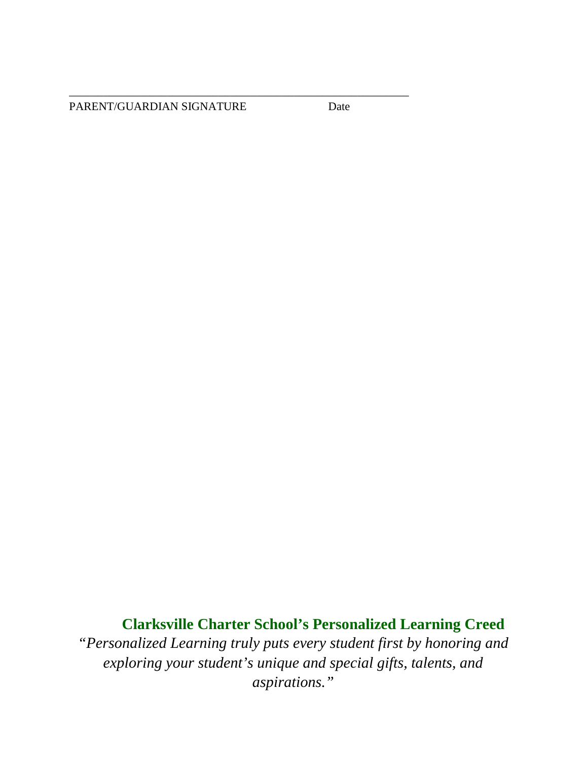\_\_\_\_\_\_\_\_\_\_\_\_\_\_\_\_\_\_\_\_\_\_\_\_\_\_\_\_\_\_\_\_\_\_\_\_\_\_\_\_\_\_\_\_\_\_\_\_\_\_\_\_\_\_\_\_

PARENT/GUARDIAN SIGNATURE Date

**Clarksville Charter School's Personalized Learning Creed**

*"Personalized Learning truly puts every student first by honoring and exploring your student's unique and special gifts, talents, and aspirations."*